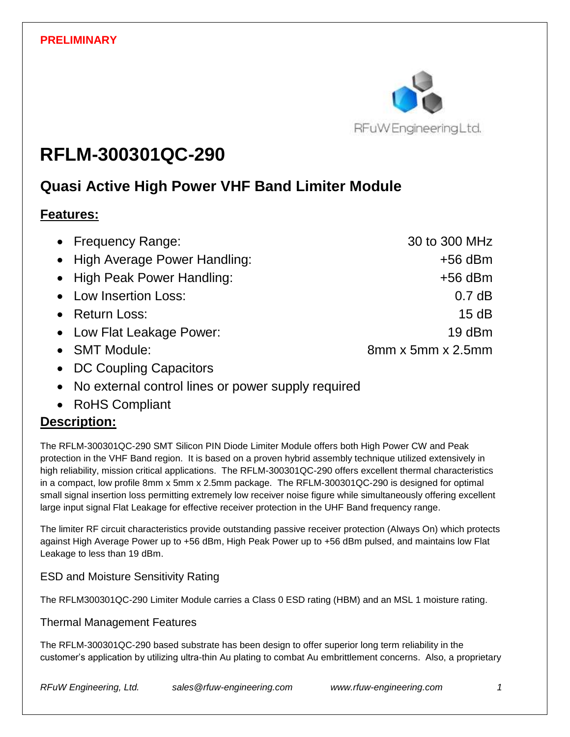**PRELIMINARY**

RFuW Engineering Ltd.

# RFLM-300301QC-290

## Quasi Active High Power VHF Band Limiter Module

### Features:

- Frequency Range: 30 to 300 MHz
- High Average Power Handling: +56 dBm
- High Peak Power Handling: +56 dBm
- Low Insertion Loss: 0.7 dB
- Return Loss: 15 dB
- Low Flat Leakage Power: 19 dBm
- SMT Module: 8mm x 5mm x 2.5mm
- DC Coupling Capacitors
- No external control lines or power supply required
- RoHS Compliant

### Description:

The RFLM-300301QC-290 SMT Silicon PIN Diode Limiter Module offers both High Power CW and Peak protection in the VHF Band region. It is based on a proven hybrid assembly technique utilized extensively in high reliability, mission critical applications. The RFLM-300301QC-290 offers excellent thermal characteristics in a compact, low profile 8mm x 5mm x 2.5mm package. The RFLM-300301QC-290 is designed for optimal small signal insertion loss permitting extremely low receiver noise figure while simultaneously offering excellent large input signal Flat Leakage for effective receiver protection in the UHF Band frequency range.

The limiter RF circuit characteristics provide outstanding passive receiver protection (Always On) which protects against High Average Power up to +56 dBm, High Peak Power up to +56 dBm pulsed, and maintains low Flat Leakage to less than 19 dBm.

#### ESD and Moisture Sensitivity Rating

The RFLM300301QC-290 Limiter Module carries a Class 0 ESD rating (HBM) and an MSL 1 moisture rating.

#### Thermal Management Features

The RFLM-300301QC-290 based substrate has been design to offer superior long term reliability in the customer's application by utilizing ultra-thin Au plating to combat Au embrittlement concerns. Also, a proprietary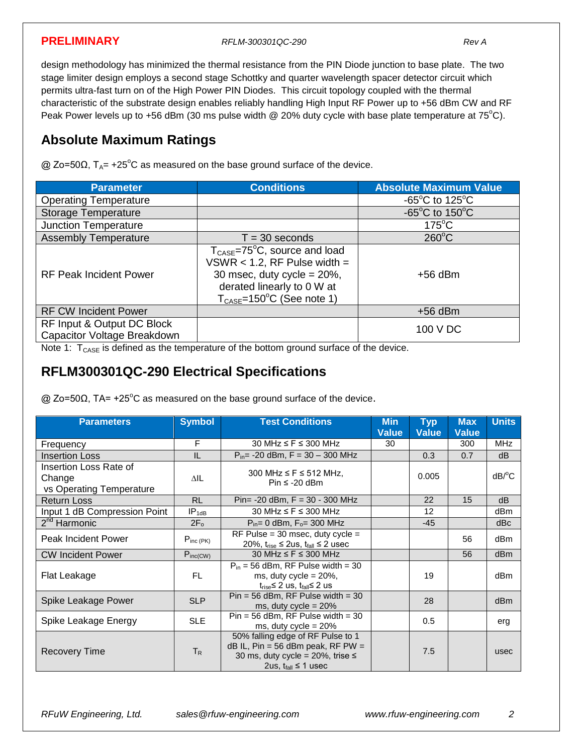design methodology has minimized the thermal resistance from the PIN Diode junction to base plate. The two stage limiter design employs a second stage Schottky and quarter wavelength spacer detector circuit which permits ultra-fast turn on of the High Power PIN Diodes. This circuit topology coupled with the thermal characteristic of the substrate design enables reliably handling High Input RF Power up to +56 dBm CW and RF Peak Power levels up to +56 dBm (30 ms pulse width @ 20% duty cycle with base plate temperature at 75°C).

## Absolute Maximum Ratings

@ Zo=50Ω, $T_A$= +25°C as measured on the base ground surface of the device.

| Parameter | Conditions | Absolute Maximum Value |
|---|---|---|
| Operating Temperature | | -65°C to 125°C |
| Storage Temperature | | -65°C to 150°C |
| Junction Temperature | | 175°C |
| Assembly Temperature | T = 30 seconds | 260°C |
| RF Peak Incident Power | $T_{CASE}$=75°C, source and load VSWR < 1.2, RF Pulse width = 30 msec, duty cycle = 20%, derated linearly to 0 W at $T_{CASE}$=150°C (See note 1) | +56 dBm |
| RF CW Incident Power | | +56 dBm |
| RF Input & Output DC Block Capacitor Voltage Breakdown | | 100 V DC |

Note 1: $T_{CASE}$ is defined as the temperature of the bottom ground surface of the device.

## RFLM300301QC-290 Electrical Specifications

@ Zo=50Ω, TA= +25°C as measured on the base ground surface of the device.

| Parameters | Symbol | Test Conditions | Min Value | Typ Value | Max Value | Units |
|---|---|---|---|---|---|---|
| Frequency | F | 30 MHz ≤ F ≤ 300 MHz | 30 | | 300 | MHz |
| Insertion Loss | IL | $P_{in}$= -20 dBm, F = 30 – 300 MHz | | 0.3 | 0.7 | dB |
| Insertion Loss Rate of Change vs Operating Temperature | ΔIL | 300 MHz ≤ F ≤ 512 MHz, Pin ≤ -20 dBm | | 0.005 | | dB/°C |
| Return Loss | RL | Pin= -20 dBm, F = 30 - 300 MHz | | 22 | 15 | dB |
| Input 1 dB Compression Point | $IP_{1dB}$ | 30 MHz ≤ F ≤ 300 MHz | | 12 | | dBm |
| 2nd Harmonic | $2F_o$ | $P_{in}$= 0 dBm, $F_o$= 300 MHz | | -45 | | dBc |
| Peak Incident Power | $P_{inc\,(PK)}$ | RF Pulse = 30 msec, duty cycle = 20%, $t_{rise}$ ≤ 2us, $t_{fall}$ ≤ 2 usec | | | 56 | dBm |
| CW Incident Power | $P_{inc(CW)}$ | 30 MHz ≤ F ≤ 300 MHz | | | 56 | dBm |
| Flat Leakage | FL | $P_{in}$ = 56 dBm, RF Pulse width = 30 ms, duty cycle = 20%, $t_{rise}$≤ 2 us, $t_{fall}$≤ 2 us | | 19 | | dBm |
| Spike Leakage Power | SLP | Pin = 56 dBm, RF Pulse width = 30 ms, duty cycle = 20% | | 28 | | dBm |
| Spike Leakage Energy | SLE | Pin = 56 dBm, RF Pulse width = 30 ms, duty cycle = 20% | | 0.5 | | erg |
| Recovery Time | $T_R$ | 50% falling edge of RF Pulse to 1 dB IL, Pin = 56 dBm peak, RF PW = 30 ms, duty cycle = 20%, trise ≤ 2us, $t_{fall}$ ≤ 1 usec | | 7.5 | | usec |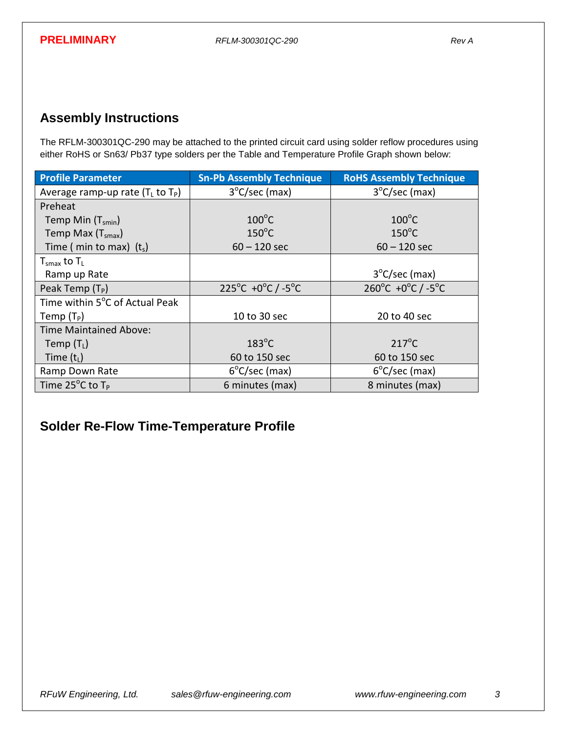## Assembly Instructions

The RFLM-300301QC-290 may be attached to the printed circuit card using solder reflow procedures using either RoHS or Sn63/ Pb37 type solders per the Table and Temperature Profile Graph shown below:

| Profile Parameter | Sn-Pb Assembly Technique | RoHS Assembly Technique |
|---|---|---|
| Average ramp-up rate ($T_L$ to $T_P$) | 3°C/sec (max) | 3°C/sec (max) |
| Preheat<br>Temp Min ($T_{smin}$)<br>Temp Max ($T_{smax}$)<br>Time ( min to max) ($t_s$) | <br>100°C<br>150°C<br>60 – 120 sec | <br>100°C<br>150°C<br>60 – 120 sec |
| $T_{smax}$ to $T_L$<br>Ramp up Rate | | <br>3°C/sec (max) |
| Peak Temp ($T_P$) | 225°C +0°C / -5°C | 260°C +0°C / -5°C |
| Time within 5°C of Actual Peak Temp ($T_P$) | 10 to 30 sec | 20 to 40 sec |
| Time Maintained Above:<br>Temp ($T_L$)<br>Time ($t_L$) | <br>183°C<br>60 to 150 sec | <br>217°C<br>60 to 150 sec |
| Ramp Down Rate | 6°C/sec (max) | 6°C/sec (max) |
| Time 25°C to $T_P$ | 6 minutes (max) | 8 minutes (max) |

## Solder Re-Flow Time-Temperature Profile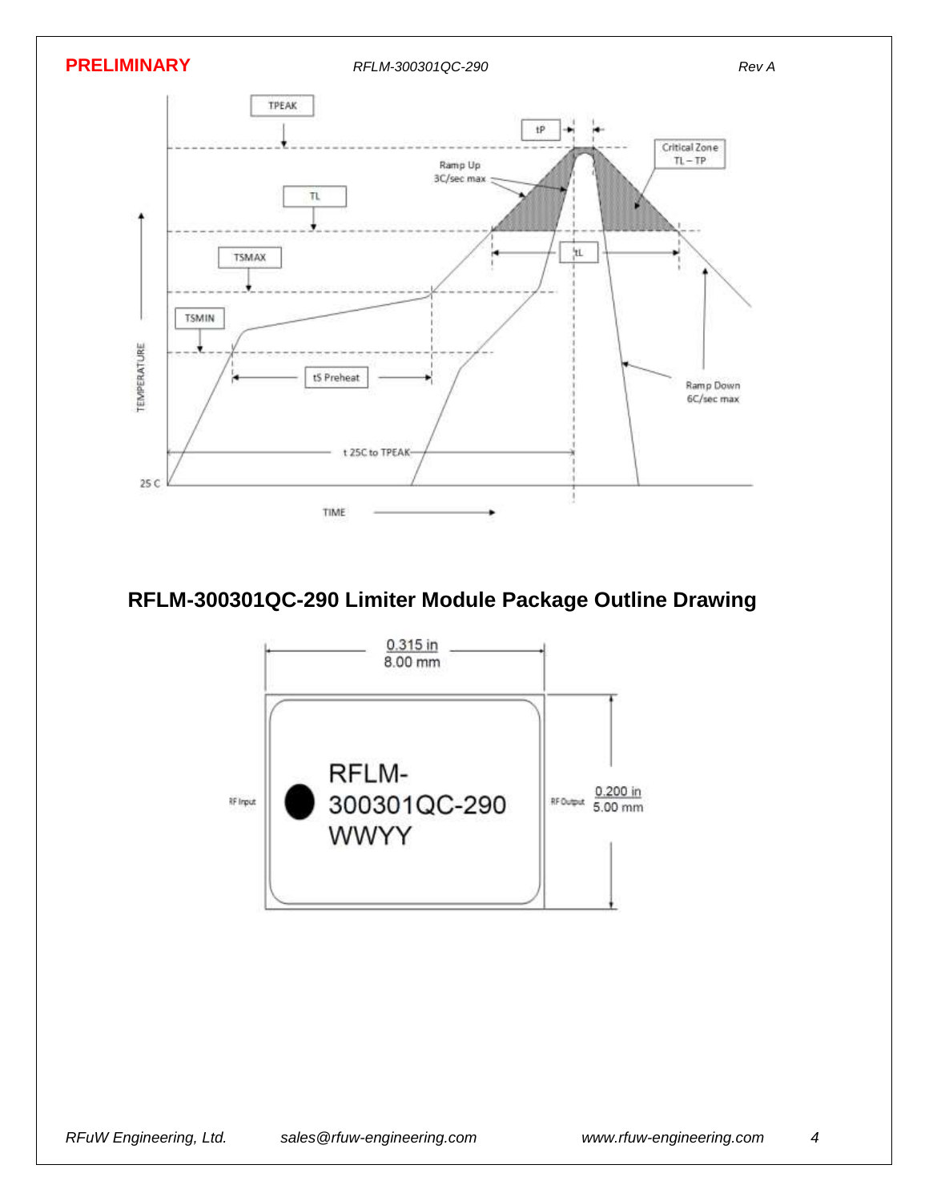TPEAK

tP

Critical Zone TL – TP

Ramp Up 3C/sec max

TL

TSMAX

tL

TSMIN

tS Preheat

Ramp Down 6C/sec max

TEMPERATURE

t 25C to TPEAK

25 C

TIME

## RFLM-300301QC-290 Limiter Module Package Outline Drawing

0.315 in
8.00 mm

RF Input

RFLM-
300301QC-290
WWYY

RF Output

0.200 in
5.00 mm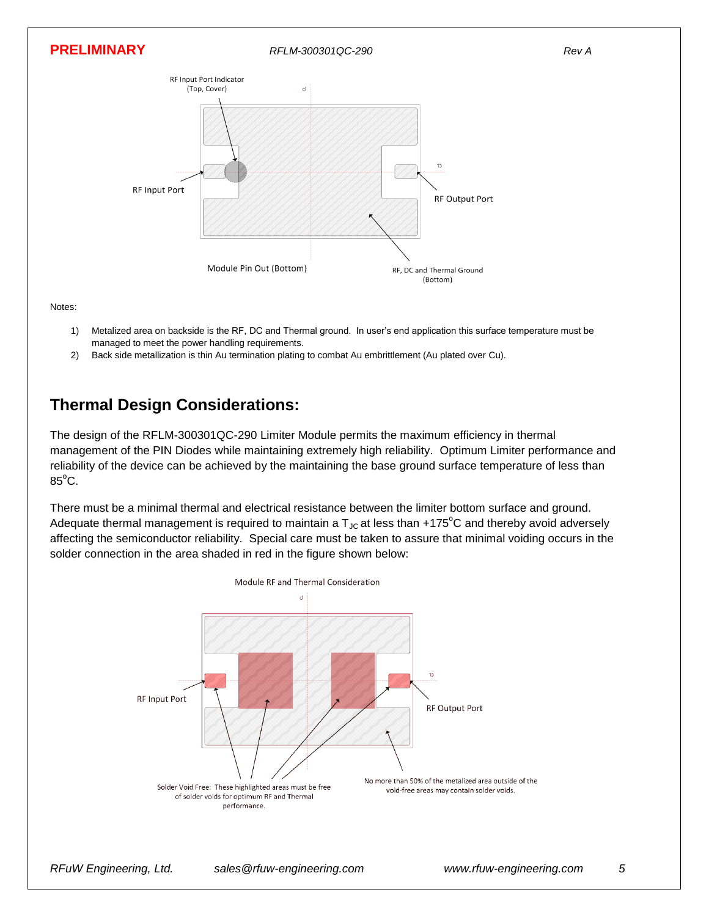RF Input Port Indicator (Top, Cover)

RF Input Port

RF Output Port

Module Pin Out (Bottom)

RF, DC and Thermal Ground (Bottom)

Notes:

1) Metalized area on backside is the RF, DC and Thermal ground. In user's end application this surface temperature must be managed to meet the power handling requirements.
2) Back side metallization is thin Au termination plating to combat Au embrittlement (Au plated over Cu).

## Thermal Design Considerations:

The design of the RFLM-300301QC-290 Limiter Module permits the maximum efficiency in thermal management of the PIN Diodes while maintaining extremely high reliability. Optimum Limiter performance and reliability of the device can be achieved by the maintaining the base ground surface temperature of less than 85°C.

There must be a minimal thermal and electrical resistance between the limiter bottom surface and ground. Adequate thermal management is required to maintain a $T_{JC}$ at less than +175°C and thereby avoid adversely affecting the semiconductor reliability. Special care must be taken to assure that minimal voiding occurs in the solder connection in the area shaded in red in the figure shown below:

Module RF and Thermal Consideration

RF Input Port

RF Output Port

Solder Void Free: These highlighted areas must be free of solder voids for optimum RF and Thermal performance.

No more than 50% of the metalized area outside of the void-free areas may contain solder voids.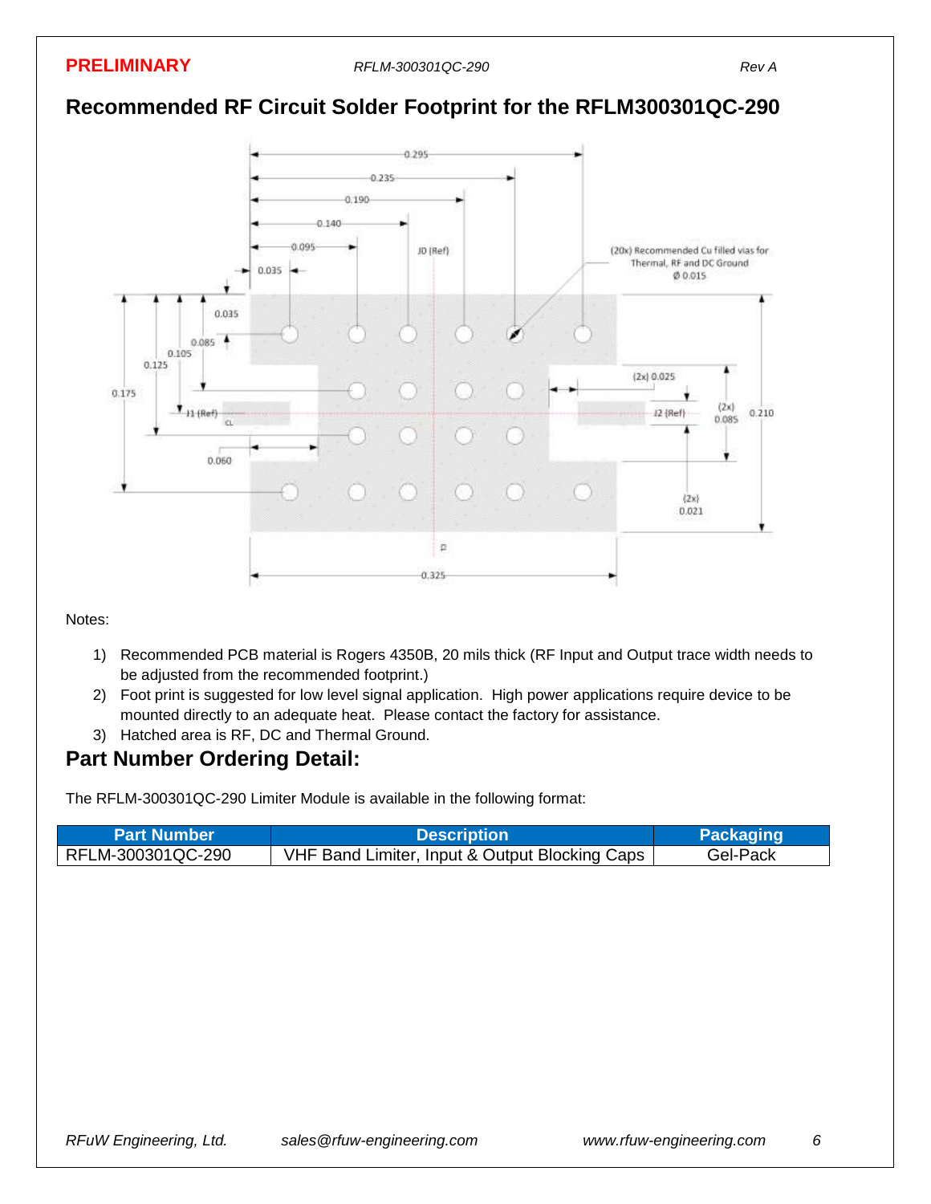PRELIMINARY

## Recommended RF Circuit Solder Footprint for the RFLM300301QC-290

0.295
0.235
0.190
0.140
0.095
0.035
J0 (Ref)
(20x) Recommended Cu filled vias for Thermal, RF and DC Ground
Ø 0.015
0.035
0.085
0.105
0.125
0.175
J1 (Ref)
CL
0.060
(2x) 0.025
J2 (Ref)
(2x) 0.085
0.210
(2x) 0.021
CL
0.325

Notes:

1) Recommended PCB material is Rogers 4350B, 20 mils thick (RF Input and Output trace width needs to be adjusted from the recommended footprint.)
2) Foot print is suggested for low level signal application. High power applications require device to be mounted directly to an adequate heat. Please contact the factory for assistance.
3) Hatched area is RF, DC and Thermal Ground.

## Part Number Ordering Detail:

The RFLM-300301QC-290 Limiter Module is available in the following format:

| Part Number | Description | Packaging |
|---|---|---|
| RFLM-300301QC-290 | VHF Band Limiter, Input & Output Blocking Caps | Gel-Pack |